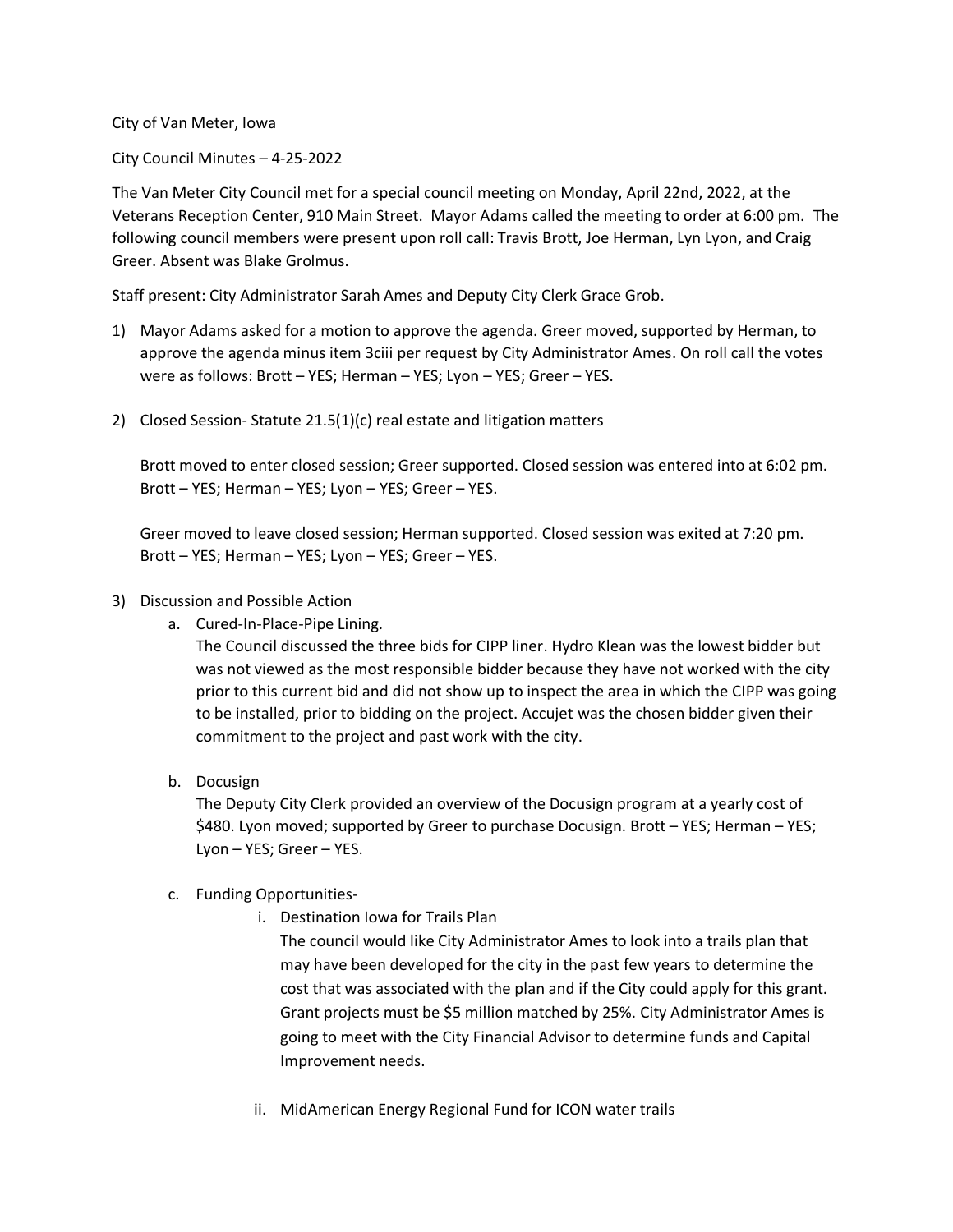City of Van Meter, Iowa

City Council Minutes – 4-25-2022

The Van Meter City Council met for a special council meeting on Monday, April 22nd, 2022, at the Veterans Reception Center, 910 Main Street. Mayor Adams called the meeting to order at 6:00 pm. The following council members were present upon roll call: Travis Brott, Joe Herman, Lyn Lyon, and Craig Greer. Absent was Blake Grolmus.

Staff present: City Administrator Sarah Ames and Deputy City Clerk Grace Grob.

1) Mayor Adams asked for a motion to approve the agenda. Greer moved, supported by Herman, to approve the agenda minus item 3ciii per request by City Administrator Ames. On roll call the votes were as follows: Brott – YES; Herman – YES; Lyon – YES; Greer – YES.

2) Closed Session- Statute 21.5(1)(c) real estate and litigation matters

   Brott moved to enter closed session; Greer supported. Closed session was entered into at 6:02 pm. Brott – YES; Herman – YES; Lyon – YES; Greer – YES.

   Greer moved to leave closed session; Herman supported. Closed session was exited at 7:20 pm. Brott – YES; Herman – YES; Lyon – YES; Greer – YES.

3) Discussion and Possible Action
   a. Cured-In-Place-Pipe Lining.
      The Council discussed the three bids for CIPP liner. Hydro Klean was the lowest bidder but was not viewed as the most responsible bidder because they have not worked with the city prior to this current bid and did not show up to inspect the area in which the CIPP was going to be installed, prior to bidding on the project. Accujet was the chosen bidder given their commitment to the project and past work with the city.

   b. Docusign
      The Deputy City Clerk provided an overview of the Docusign program at a yearly cost of $480. Lyon moved; supported by Greer to purchase Docusign. Brott – YES; Herman – YES; Lyon – YES; Greer – YES.

   c. Funding Opportunities-
      i. Destination Iowa for Trails Plan
         The council would like City Administrator Ames to look into a trails plan that may have been developed for the city in the past few years to determine the cost that was associated with the plan and if the City could apply for this grant. Grant projects must be $5 million matched by 25%. City Administrator Ames is going to meet with the City Financial Advisor to determine funds and Capital Improvement needs.

      ii. MidAmerican Energy Regional Fund for ICON water trails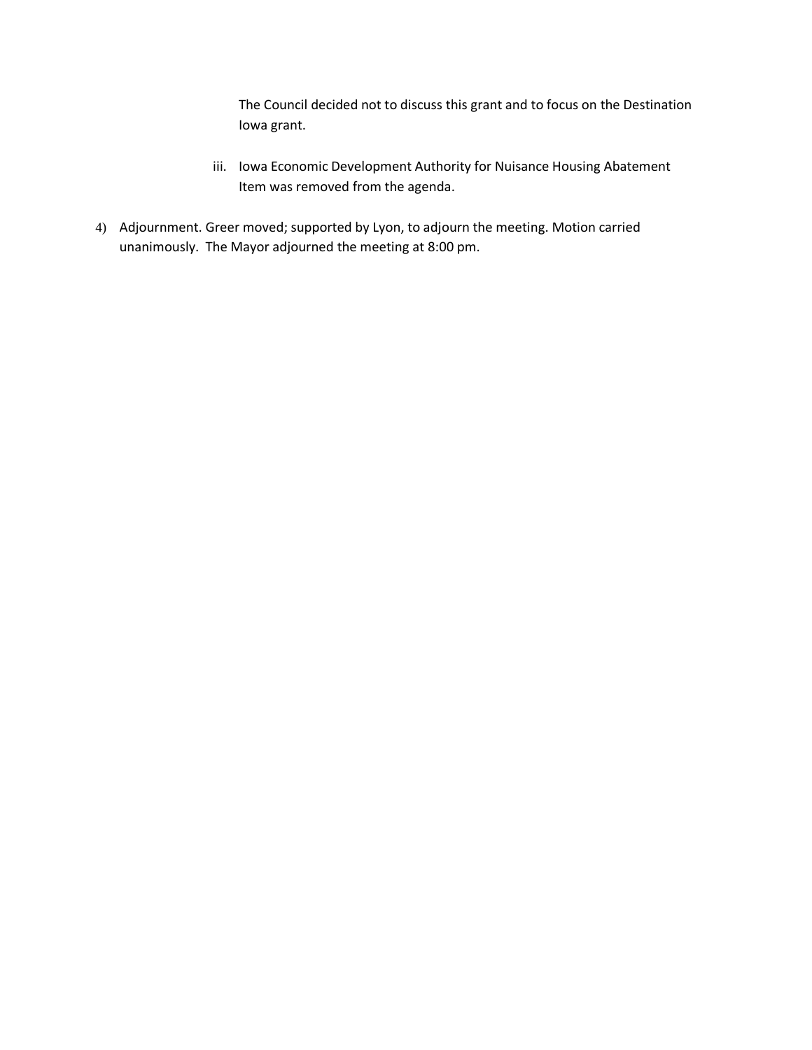The Council decided not to discuss this grant and to focus on the Destination Iowa grant.

iii. Iowa Economic Development Authority for Nuisance Housing Abatement
Item was removed from the agenda.

4) Adjournment. Greer moved; supported by Lyon, to adjourn the meeting. Motion carried unanimously. The Mayor adjourned the meeting at 8:00 pm.